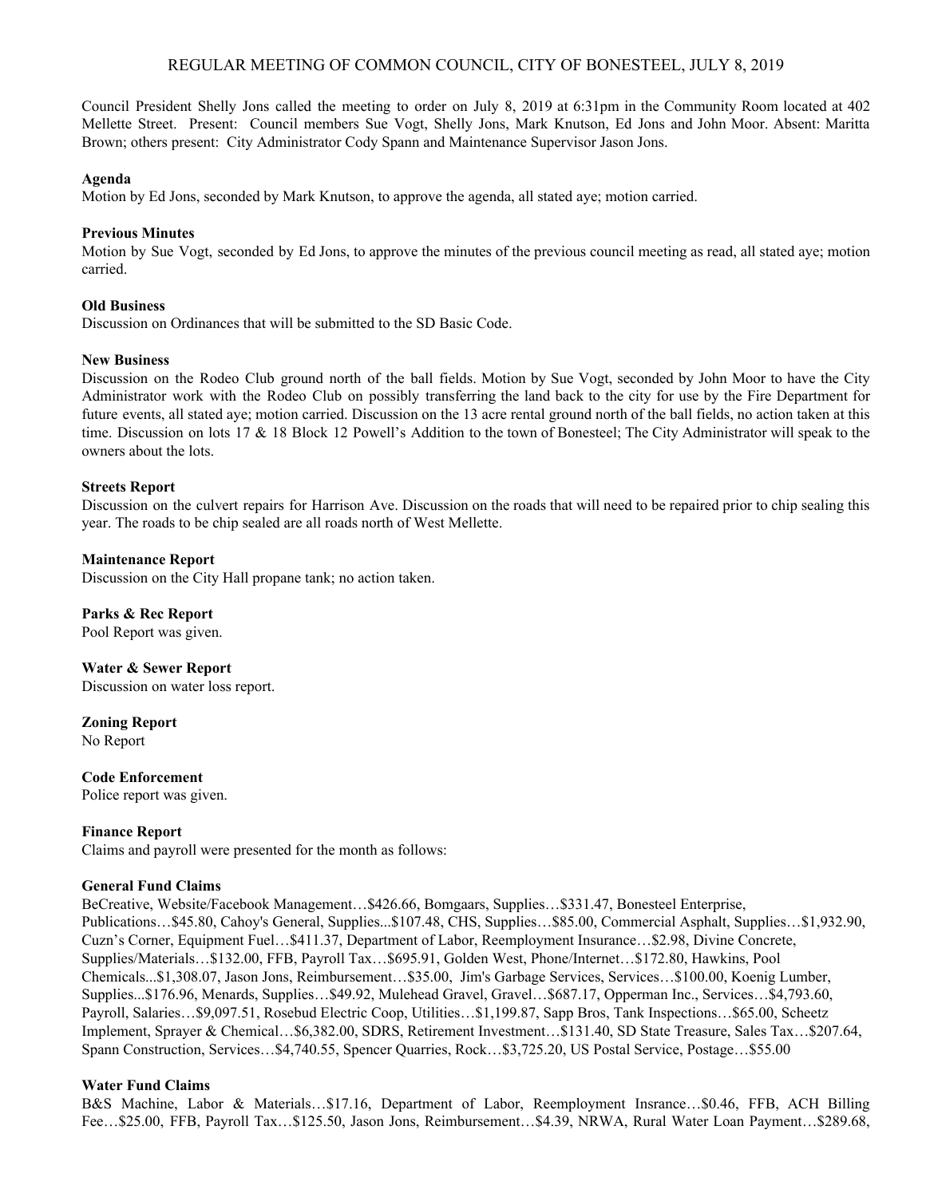# REGULAR MEETING OF COMMON COUNCIL, CITY OF BONESTEEL, JULY 8, 2019

Council President Shelly Jons called the meeting to order on July 8, 2019 at 6:31pm in the Community Room located at 402 Mellette Street. Present: Council members Sue Vogt, Shelly Jons, Mark Knutson, Ed Jons and John Moor. Absent: Maritta Brown; others present: City Administrator Cody Spann and Maintenance Supervisor Jason Jons.

**Agenda**
Motion by Ed Jons, seconded by Mark Knutson, to approve the agenda, all stated aye; motion carried.

**Previous Minutes**
Motion by Sue Vogt, seconded by Ed Jons, to approve the minutes of the previous council meeting as read, all stated aye; motion carried.

**Old Business**
Discussion on Ordinances that will be submitted to the SD Basic Code.

**New Business**
Discussion on the Rodeo Club ground north of the ball fields. Motion by Sue Vogt, seconded by John Moor to have the City Administrator work with the Rodeo Club on possibly transferring the land back to the city for use by the Fire Department for future events, all stated aye; motion carried. Discussion on the 13 acre rental ground north of the ball fields, no action taken at this time. Discussion on lots 17 & 18 Block 12 Powell's Addition to the town of Bonesteel; The City Administrator will speak to the owners about the lots.

**Streets Report**
Discussion on the culvert repairs for Harrison Ave. Discussion on the roads that will need to be repaired prior to chip sealing this year. The roads to be chip sealed are all roads north of West Mellette.

**Maintenance Report**
Discussion on the City Hall propane tank; no action taken.

**Parks & Rec Report**
Pool Report was given.

**Water & Sewer Report**
Discussion on water loss report.

**Zoning Report**
No Report

**Code Enforcement**
Police report was given.

**Finance Report**
Claims and payroll were presented for the month as follows:

**General Fund Claims**
BeCreative, Website/Facebook Management…$426.66, Bomgaars, Supplies…$331.47, Bonesteel Enterprise, Publications…$45.80, Cahoy's General, Supplies...$107.48, CHS, Supplies…$85.00, Commercial Asphalt, Supplies…$1,932.90, Cuzn's Corner, Equipment Fuel…$411.37, Department of Labor, Reemployment Insurance…$2.98, Divine Concrete, Supplies/Materials…$132.00, FFB, Payroll Tax…$695.91, Golden West, Phone/Internet…$172.80, Hawkins, Pool Chemicals...$1,308.07, Jason Jons, Reimbursement…$35.00, Jim's Garbage Services, Services…$100.00, Koenig Lumber, Supplies...$176.96, Menards, Supplies…$49.92, Mulehead Gravel, Gravel…$687.17, Opperman Inc., Services…$4,793.60, Payroll, Salaries…$9,097.51, Rosebud Electric Coop, Utilities…$1,199.87, Sapp Bros, Tank Inspections…$65.00, Scheetz Implement, Sprayer & Chemical…$6,382.00, SDRS, Retirement Investment…$131.40, SD State Treasure, Sales Tax…$207.64, Spann Construction, Services…$4,740.55, Spencer Quarries, Rock…$3,725.20, US Postal Service, Postage…$55.00

**Water Fund Claims**
B&S Machine, Labor & Materials…$17.16, Department of Labor, Reemployment Insrance…$0.46, FFB, ACH Billing Fee…$25.00, FFB, Payroll Tax…$125.50, Jason Jons, Reimbursement…$4.39, NRWA, Rural Water Loan Payment…$289.68,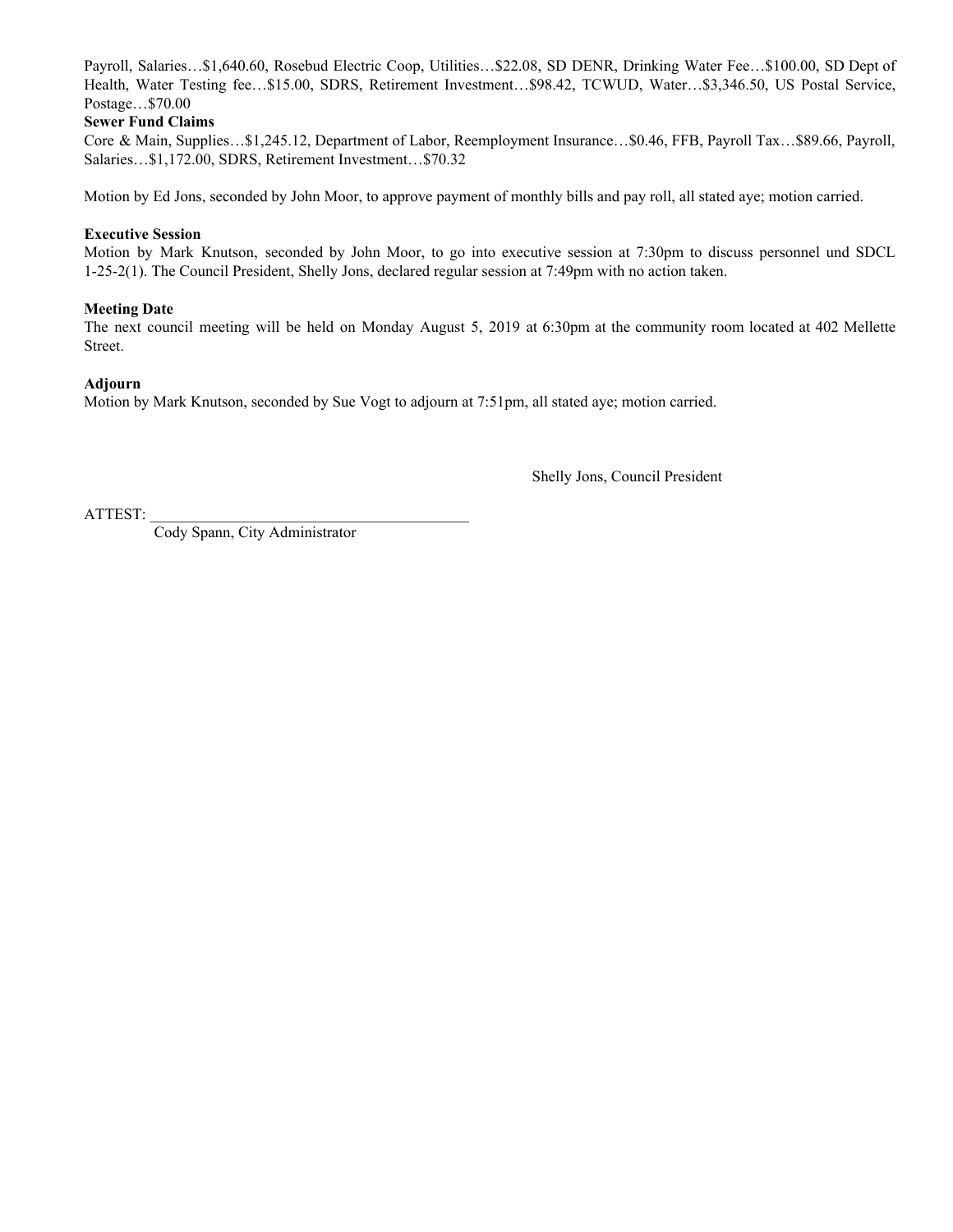Payroll, Salaries…$1,640.60, Rosebud Electric Coop, Utilities…$22.08, SD DENR, Drinking Water Fee…$100.00, SD Dept of Health, Water Testing fee…$15.00, SDRS, Retirement Investment…$98.42, TCWUD, Water…$3,346.50, US Postal Service, Postage…$70.00

**Sewer Fund Claims**

Core & Main, Supplies…$1,245.12, Department of Labor, Reemployment Insurance…$0.46, FFB, Payroll Tax…$89.66, Payroll, Salaries…$1,172.00, SDRS, Retirement Investment…$70.32

Motion by Ed Jons, seconded by John Moor, to approve payment of monthly bills and pay roll, all stated aye; motion carried.

**Executive Session**

Motion by Mark Knutson, seconded by John Moor, to go into executive session at 7:30pm to discuss personnel und SDCL 1-25-2(1). The Council President, Shelly Jons, declared regular session at 7:49pm with no action taken.

**Meeting Date**

The next council meeting will be held on Monday August 5, 2019 at 6:30pm at the community room located at 402 Mellette Street.

**Adjourn**

Motion by Mark Knutson, seconded by Sue Vogt to adjourn at 7:51pm, all stated aye; motion carried.

Shelly Jons, Council President

ATTEST: \_\_\_\_\_\_\_\_\_\_\_\_\_\_\_\_\_\_\_\_\_\_\_\_\_\_\_\_\_\_\_\_\_\_\_\_\_\_\_\_\_\_

Cody Spann, City Administrator